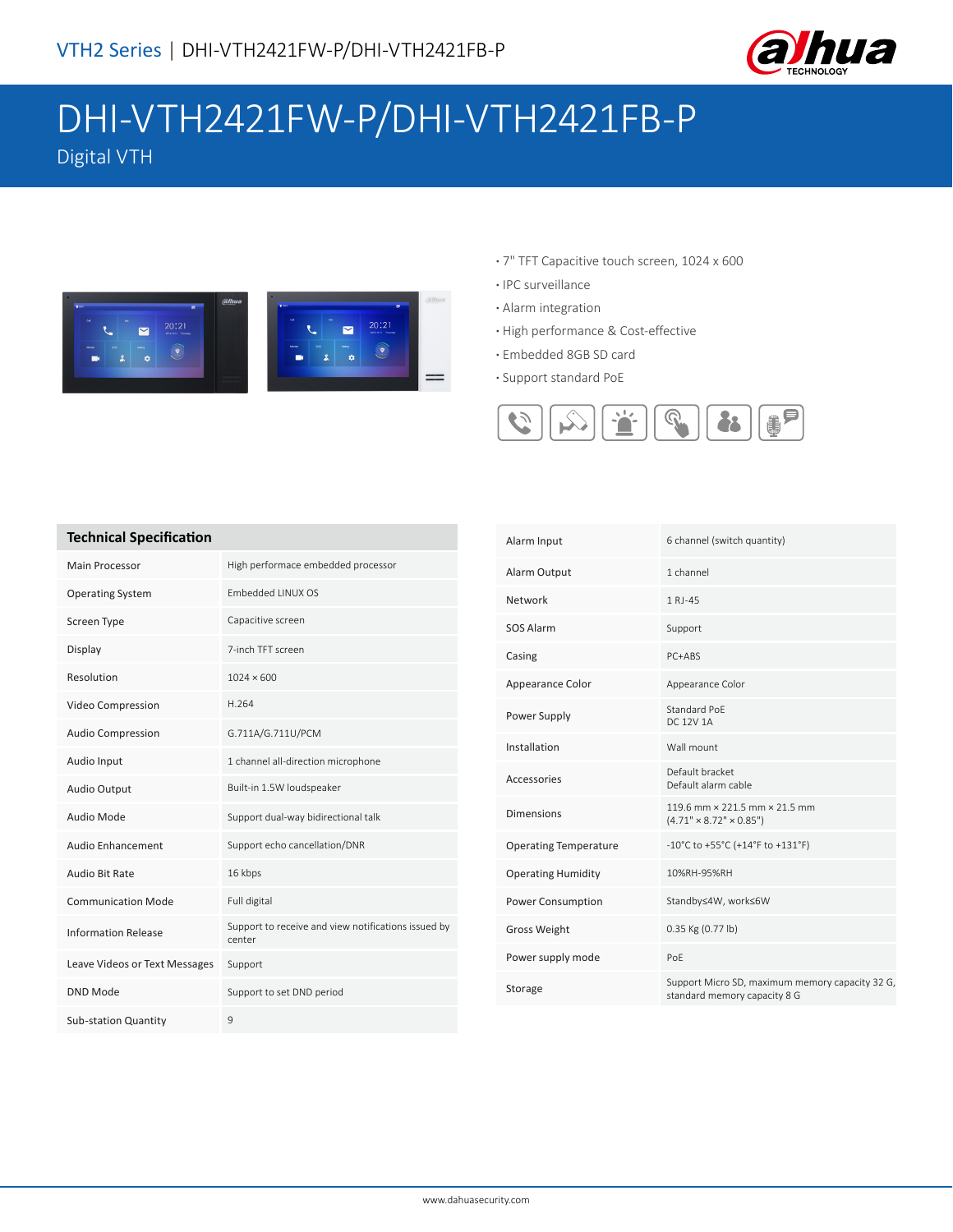VTH2 Series | DHI-VTH2421FW-P/DHI-VTH2421FB-P

# DHI-VTH2421FW-P/DHI-VTH2421FB-P

Digital VTH

- 7" TFT Capacitive touch screen, 1024 x 600
- IPC surveillance
- Alarm integration
- High performance & Cost-effective
- Embedded 8GB SD card
- Support standard PoE

## Technical Specification

| Item | Specification |
| --- | --- |
| Main Processor | High performace embedded processor |
| Operating System | Embedded LINUX OS |
| Screen Type | Capacitive screen |
| Display | 7-inch TFT screen |
| Resolution | 1024 × 600 |
| Video Compression | H.264 |
| Audio Compression | G.711A/G.711U/PCM |
| Audio Input | 1 channel all-direction microphone |
| Audio Output | Built-in 1.5W loudspeaker |
| Audio Mode | Support dual-way bidirectional talk |
| Audio Enhancement | Support echo cancellation/DNR |
| Audio Bit Rate | 16 kbps |
| Communication Mode | Full digital |
| Information Release | Support to receive and view notifications issued by center |
| Leave Videos or Text Messages | Support |
| DND Mode | Support to set DND period |
| Sub-station Quantity | 9 |
| Alarm Input | 6 channel (switch quantity) |
| Alarm Output | 1 channel |
| Network | 1 RJ-45 |
| SOS Alarm | Support |
| Casing | PC+ABS |
| Appearance Color | Appearance Color |
| Power Supply | Standard PoE<br>DC 12V 1A |
| Installation | Wall mount |
| Accessories | Default bracket<br>Default alarm cable |
| Dimensions | 119.6 mm × 221.5 mm × 21.5 mm<br>(4.71" × 8.72" × 0.85") |
| Operating Temperature | -10°C to +55°C (+14°F to +131°F) |
| Operating Humidity | 10%RH-95%RH |
| Power Consumption | Standby≤4W, work≤6W |
| Gross Weight | 0.35 Kg (0.77 lb) |
| Power supply mode | PoE |
| Storage | Support Micro SD, maximum memory capacity 32 G, standard memory capacity 8 G |

www.dahuasecurity.com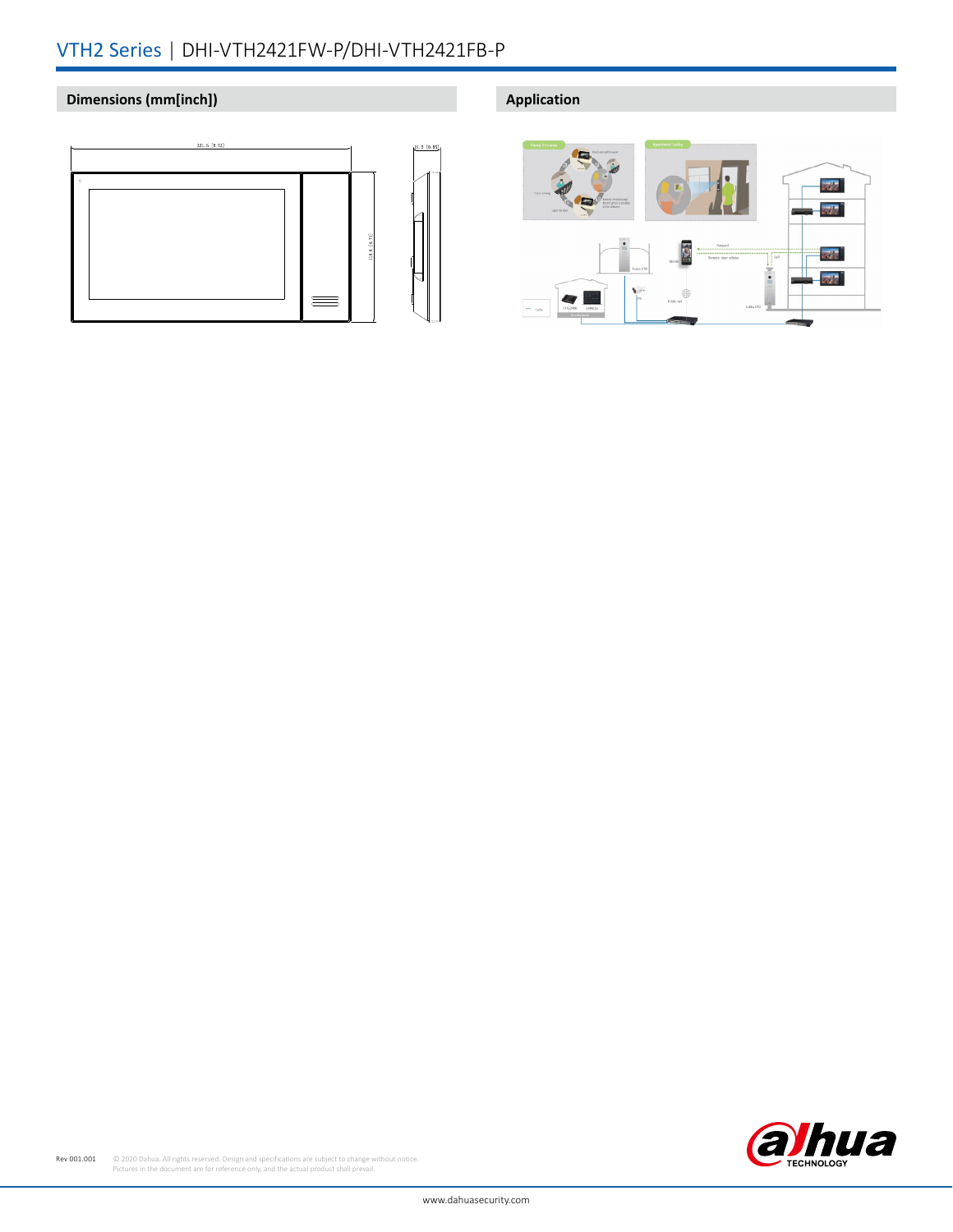## Dimensions (mm[inch])

221.5 [8.72]

21.5 [0.85]

120.6 [4.75]

## Application

Rev 001.001

© 2020 Dahua. All rights reserved. Design and specifications are subject to change without notice.
Pictures in the document are for reference only, and the actual product shall prevail.

www.dahuasecurity.com